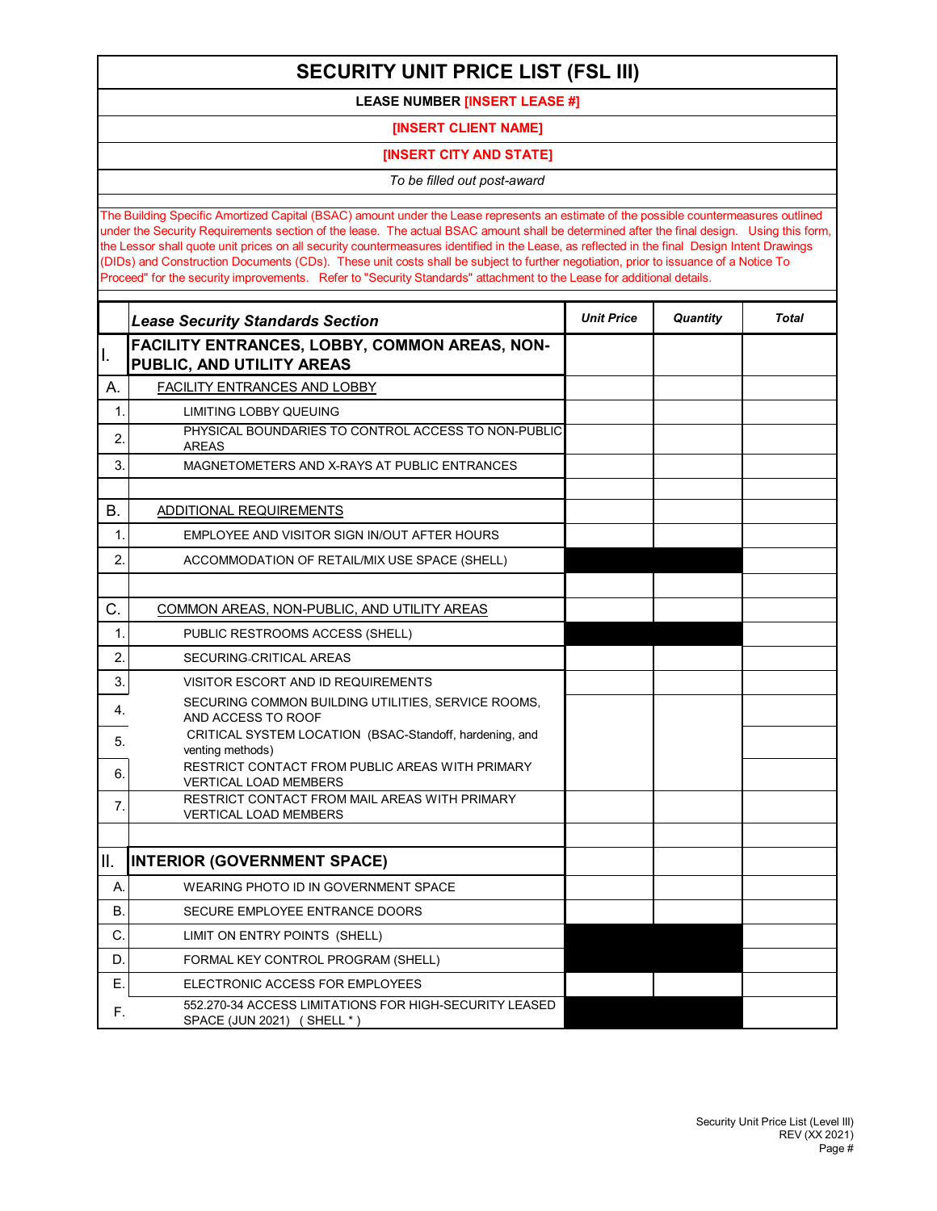# SECURITY UNIT PRICE LIST (FSL III)

**LEASE NUMBER [INSERT LEASE #]**

**[INSERT CLIENT NAME]**

**[INSERT CITY AND STATE]**

*To be filled out post-award*

The Building Specific Amortized Capital (BSAC) amount under the Lease represents an estimate of the possible countermeasures outlined under the Security Requirements section of the lease. The actual BSAC amount shall be determined after the final design. Using this form, the Lessor shall quote unit prices on all security countermeasures identified in the Lease, as reflected in the final Design Intent Drawings (DIDs) and Construction Documents (CDs). These unit costs shall be subject to further negotiation, prior to issuance of a Notice To Proceed" for the security improvements. Refer to "Security Standards" attachment to the Lease for additional details.

| | *Lease Security Standards Section* | *Unit Price* | *Quantity* | *Total* |
|---|---|---|---|---|
| I. | **FACILITY ENTRANCES, LOBBY, COMMON AREAS, NON-PUBLIC, AND UTILITY AREAS** | | | |
| A. | FACILITY ENTRANCES AND LOBBY | | | |
| 1. | LIMITING LOBBY QUEUING | | | |
| 2. | PHYSICAL BOUNDARIES TO CONTROL ACCESS TO NON-PUBLIC AREAS | | | |
| 3. | MAGNETOMETERS AND X-RAYS AT PUBLIC ENTRANCES | | | |
| | | | | |
| B. | ADDITIONAL REQUIREMENTS | | | |
| 1. | EMPLOYEE AND VISITOR SIGN IN/OUT AFTER HOURS | | | |
| 2. | ACCOMMODATION OF RETAIL/MIX USE SPACE (SHELL) | | | |
| | | | | |
| C. | COMMON AREAS, NON-PUBLIC, AND UTILITY AREAS | | | |
| 1. | PUBLIC RESTROOMS ACCESS (SHELL) | | | |
| 2. | SECURING-CRITICAL AREAS | | | |
| 3. | VISITOR ESCORT AND ID REQUIREMENTS | | | |
| 4. | SECURING COMMON BUILDING UTILITIES, SERVICE ROOMS, AND ACCESS TO ROOF | | | |
| 5. | CRITICAL SYSTEM LOCATION (BSAC-Standoff, hardening, and venting methods) | | | |
| 6. | RESTRICT CONTACT FROM PUBLIC AREAS WITH PRIMARY VERTICAL LOAD MEMBERS | | | |
| 7. | RESTRICT CONTACT FROM MAIL AREAS WITH PRIMARY VERTICAL LOAD MEMBERS | | | |
| | | | | |
| II. | **INTERIOR (GOVERNMENT SPACE)** | | | |
| A. | WEARING PHOTO ID IN GOVERNMENT SPACE | | | |
| B. | SECURE EMPLOYEE ENTRANCE DOORS | | | |
| C. | LIMIT ON ENTRY POINTS (SHELL) | | | |
| D. | FORMAL KEY CONTROL PROGRAM (SHELL) | | | |
| E. | ELECTRONIC ACCESS FOR EMPLOYEES | | | |
| F. | 552.270-34 ACCESS LIMITATIONS FOR HIGH-SECURITY LEASED SPACE (JUN 2021) ( SHELL * ) | | | |

Security Unit Price List (Level III)
REV (XX 2021)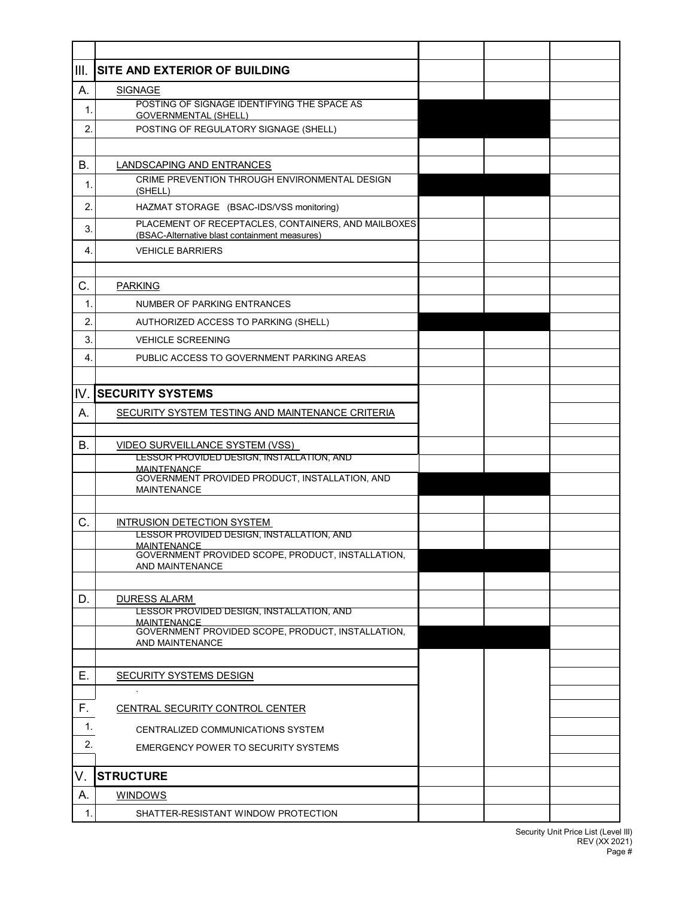| | | | | |
|---|---|---|---|---|
| III. | **SITE AND EXTERIOR OF BUILDING** | | | |
| A. | SIGNAGE | | | |
| 1. | POSTING OF SIGNAGE IDENTIFYING THE SPACE AS GOVERNMENTAL (SHELL) | | | |
| 2. | POSTING OF REGULATORY SIGNAGE (SHELL) | | | |
| | | | | |
| B. | LANDSCAPING AND ENTRANCES | | | |
| 1. | CRIME PREVENTION THROUGH ENVIRONMENTAL DESIGN (SHELL) | | | |
| 2. | HAZMAT STORAGE (BSAC-IDS/VSS monitoring) | | | |
| 3. | PLACEMENT OF RECEPTACLES, CONTAINERS, AND MAILBOXES (BSAC-Alternative blast containment measures) | | | |
| 4. | VEHICLE BARRIERS | | | |
| | | | | |
| C. | PARKING | | | |
| 1. | NUMBER OF PARKING ENTRANCES | | | |
| 2. | AUTHORIZED ACCESS TO PARKING (SHELL) | | | |
| 3. | VEHICLE SCREENING | | | |
| 4. | PUBLIC ACCESS TO GOVERNMENT PARKING AREAS | | | |
| | | | | |
| IV. | **SECURITY SYSTEMS** | | | |
| A. | SECURITY SYSTEM TESTING AND MAINTENANCE CRITERIA | | | |
| | | | | |
| B. | VIDEO SURVEILLANCE SYSTEM (VSS) | | | |
| | LESSOR PROVIDED DESIGN, INSTALLATION, AND MAINTENANCE | | | |
| | GOVERNMENT PROVIDED PRODUCT, INSTALLATION, AND MAINTENANCE | | | |
| | | | | |
| C. | INTRUSION DETECTION SYSTEM | | | |
| | LESSOR PROVIDED DESIGN, INSTALLATION, AND MAINTENANCE | | | |
| | GOVERNMENT PROVIDED SCOPE, PRODUCT, INSTALLATION, AND MAINTENANCE | | | |
| | | | | |
| D. | DURESS ALARM | | | |
| | LESSOR PROVIDED DESIGN, INSTALLATION, AND MAINTENANCE | | | |
| | GOVERNMENT PROVIDED SCOPE, PRODUCT, INSTALLATION, AND MAINTENANCE | | | |
| | | | | |
| E. | SECURITY SYSTEMS DESIGN | | | |
| | ` | | | |
| F. | CENTRAL SECURITY CONTROL CENTER | | | |
| 1. | CENTRALIZED COMMUNICATIONS SYSTEM | | | |
| 2. | EMERGENCY POWER TO SECURITY SYSTEMS | | | |
| | | | | |
| V. | **STRUCTURE** | | | |
| A. | WINDOWS | | | |
| 1. | SHATTER-RESISTANT WINDOW PROTECTION | | | |

Security Unit Price List (Level III)
REV (XX 2021)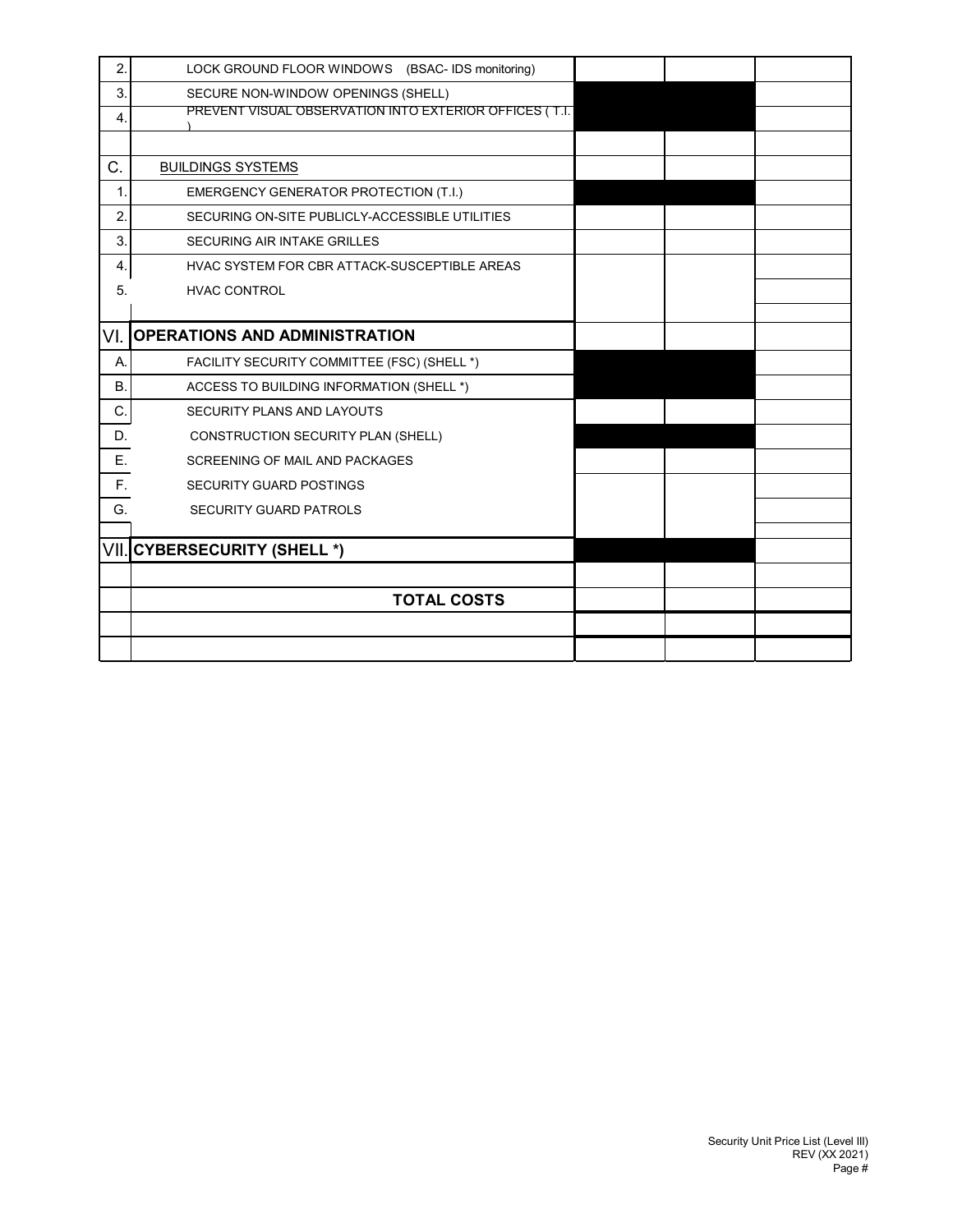| | | | | |
|---|---|---|---|---|
| 2. | LOCK GROUND FLOOR WINDOWS (BSAC- IDS monitoring) | | | |
| 3. | SECURE NON-WINDOW OPENINGS (SHELL) | | | |
| 4. | PREVENT VISUAL OBSERVATION INTO EXTERIOR OFFICES ( T.I. ) | | | |
| | | | | |
| C. | BUILDINGS SYSTEMS | | | |
| 1. | EMERGENCY GENERATOR PROTECTION (T.I.) | | | |
| 2. | SECURING ON-SITE PUBLICLY-ACCESSIBLE UTILITIES | | | |
| 3. | SECURING AIR INTAKE GRILLES | | | |
| 4. | HVAC SYSTEM FOR CBR ATTACK-SUSCEPTIBLE AREAS | | | |
| 5. | HVAC CONTROL | | | |
| | | | | |
| VI. | **OPERATIONS AND ADMINISTRATION** | | | |
| A. | FACILITY SECURITY COMMITTEE (FSC) (SHELL *) | | | |
| B. | ACCESS TO BUILDING INFORMATION (SHELL *) | | | |
| C. | SECURITY PLANS AND LAYOUTS | | | |
| D. | CONSTRUCTION SECURITY PLAN (SHELL) | | | |
| E. | SCREENING OF MAIL AND PACKAGES | | | |
| F. | SECURITY GUARD POSTINGS | | | |
| G. | SECURITY GUARD PATROLS | | | |
| | | | | |
| VII. | **CYBERSECURITY (SHELL *)** | | | |
| | | | | |
| | **TOTAL COSTS** | | | |
| | | | | |
| | | | | |

Security Unit Price List (Level III)
REV (XX 2021)